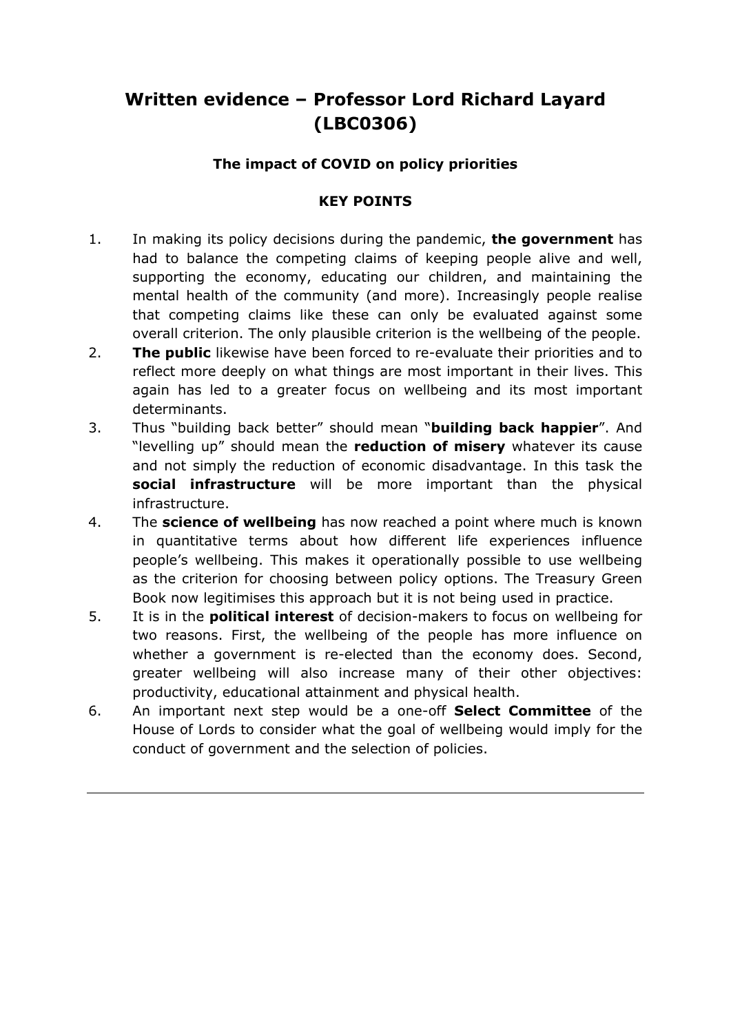# Written evidence – Professor Lord Richard Layard (LBC0306)

## The impact of COVID on policy priorities

### KEY POINTS

1. In making its policy decisions during the pandemic, **the government** has had to balance the competing claims of keeping people alive and well, supporting the economy, educating our children, and maintaining the mental health of the community (and more). Increasingly people realise that competing claims like these can only be evaluated against some overall criterion. The only plausible criterion is the wellbeing of the people.
2. **The public** likewise have been forced to re-evaluate their priorities and to reflect more deeply on what things are most important in their lives. This again has led to a greater focus on wellbeing and its most important determinants.
3. Thus "building back better" should mean "**building back happier**". And "levelling up" should mean the **reduction of misery** whatever its cause and not simply the reduction of economic disadvantage. In this task the **social infrastructure** will be more important than the physical infrastructure.
4. The **science of wellbeing** has now reached a point where much is known in quantitative terms about how different life experiences influence people's wellbeing. This makes it operationally possible to use wellbeing as the criterion for choosing between policy options. The Treasury Green Book now legitimises this approach but it is not being used in practice.
5. It is in the **political interest** of decision-makers to focus on wellbeing for two reasons. First, the wellbeing of the people has more influence on whether a government is re-elected than the economy does. Second, greater wellbeing will also increase many of their other objectives: productivity, educational attainment and physical health.
6. An important next step would be a one-off **Select Committee** of the House of Lords to consider what the goal of wellbeing would imply for the conduct of government and the selection of policies.

---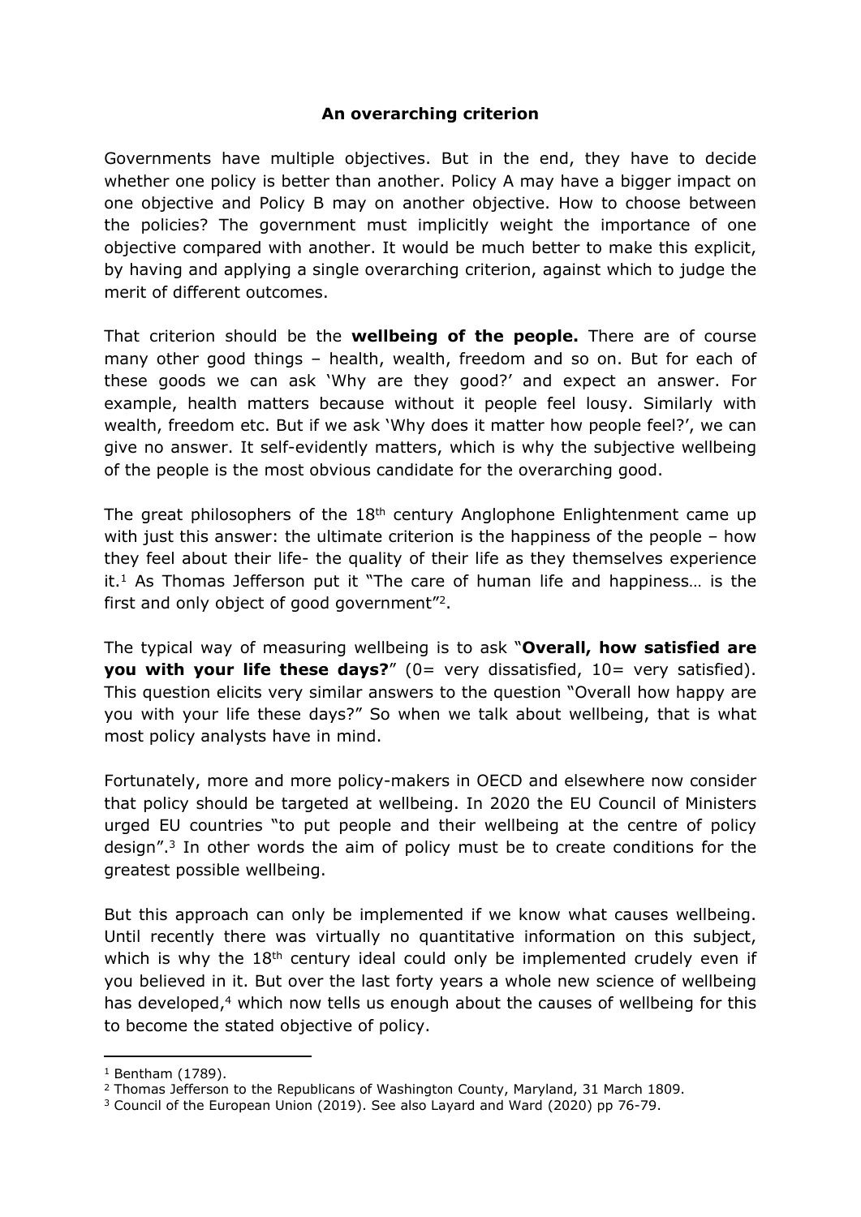## An overarching criterion

Governments have multiple objectives. But in the end, they have to decide whether one policy is better than another. Policy A may have a bigger impact on one objective and Policy B may on another objective. How to choose between the policies? The government must implicitly weight the importance of one objective compared with another. It would be much better to make this explicit, by having and applying a single overarching criterion, against which to judge the merit of different outcomes.

That criterion should be the **wellbeing of the people.** There are of course many other good things – health, wealth, freedom and so on. But for each of these goods we can ask 'Why are they good?' and expect an answer. For example, health matters because without it people feel lousy. Similarly with wealth, freedom etc. But if we ask 'Why does it matter how people feel?', we can give no answer. It self-evidently matters, which is why the subjective wellbeing of the people is the most obvious candidate for the overarching good.

The great philosophers of the 18th century Anglophone Enlightenment came up with just this answer: the ultimate criterion is the happiness of the people – how they feel about their life- the quality of their life as they themselves experience it.[1] As Thomas Jefferson put it "The care of human life and happiness… is the first and only object of good government"[2].

The typical way of measuring wellbeing is to ask "**Overall, how satisfied are you with your life these days?**" (0= very dissatisfied, 10= very satisfied). This question elicits very similar answers to the question "Overall how happy are you with your life these days?" So when we talk about wellbeing, that is what most policy analysts have in mind.

Fortunately, more and more policy-makers in OECD and elsewhere now consider that policy should be targeted at wellbeing. In 2020 the EU Council of Ministers urged EU countries "to put people and their wellbeing at the centre of policy design".[3] In other words the aim of policy must be to create conditions for the greatest possible wellbeing.

But this approach can only be implemented if we know what causes wellbeing. Until recently there was virtually no quantitative information on this subject, which is why the 18th century ideal could only be implemented crudely even if you believed in it. But over the last forty years a whole new science of wellbeing has developed,[4] which now tells us enough about the causes of wellbeing for this to become the stated objective of policy.

---

[1] Bentham (1789).

[2] Thomas Jefferson to the Republicans of Washington County, Maryland, 31 March 1809.

[3] Council of the European Union (2019). See also Layard and Ward (2020) pp 76-79.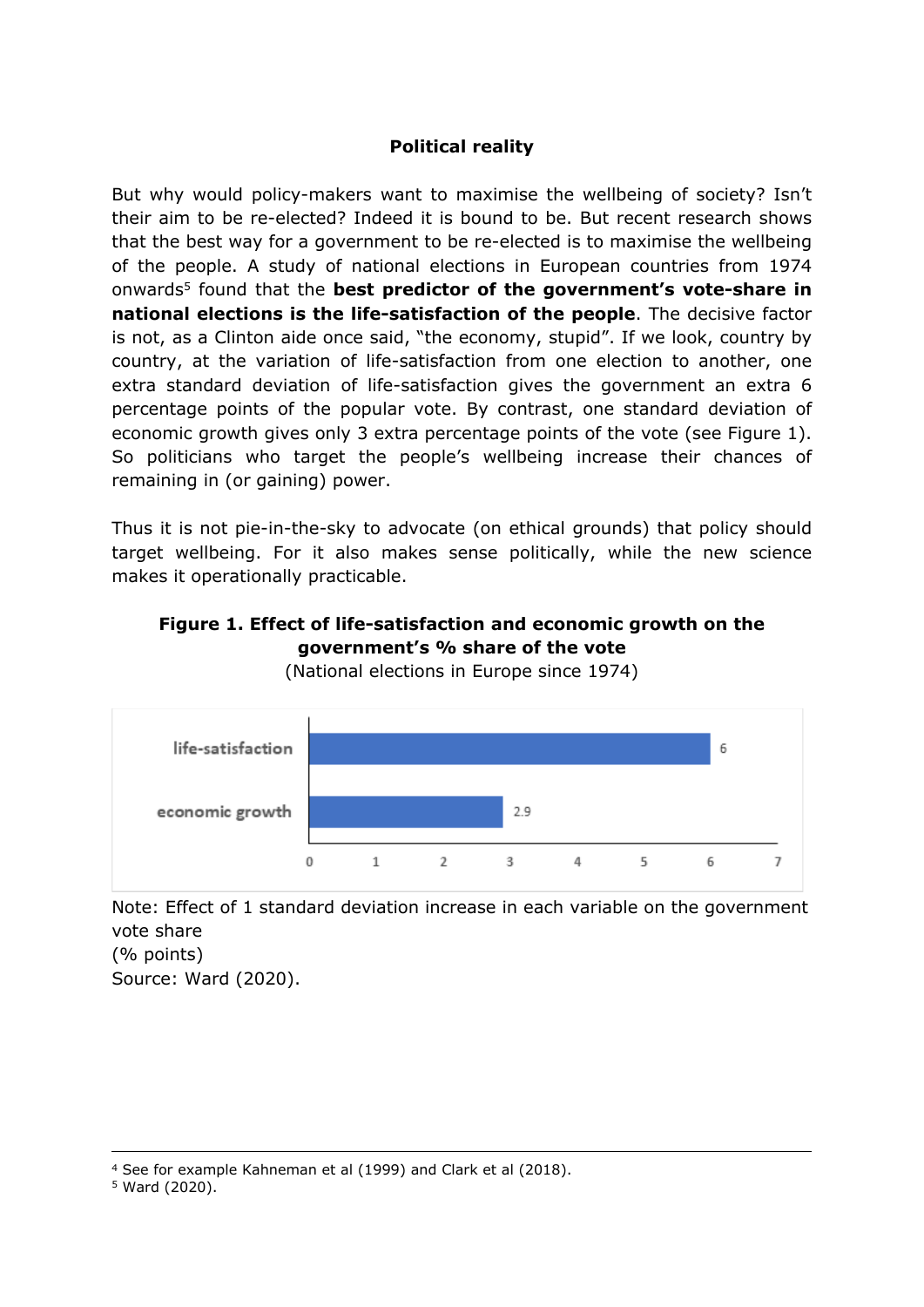## Political reality

But why would policy-makers want to maximise the wellbeing of society? Isn't their aim to be re-elected? Indeed it is bound to be. But recent research shows that the best way for a government to be re-elected is to maximise the wellbeing of the people. A study of national elections in European countries from 1974 onwards[5] found that the **best predictor of the government's vote-share in national elections is the life-satisfaction of the people**. The decisive factor is not, as a Clinton aide once said, "the economy, stupid". If we look, country by country, at the variation of life-satisfaction from one election to another, one extra standard deviation of life-satisfaction gives the government an extra 6 percentage points of the popular vote. By contrast, one standard deviation of economic growth gives only 3 extra percentage points of the vote (see Figure 1). So politicians who target the people's wellbeing increase their chances of remaining in (or gaining) power.

Thus it is not pie-in-the-sky to advocate (on ethical grounds) that policy should target wellbeing. For it also makes sense politically, while the new science makes it operationally practicable.

**Figure 1. Effect of life-satisfaction and economic growth on the government's % share of the vote**

(National elections in Europe since 1974)

| | Effect (% points) |
|---|---|
| life-satisfaction | 6 |
| economic growth | 2.9 |

Note: Effect of 1 standard deviation increase in each variable on the government vote share
(% points)
Source: Ward (2020).

---

[4] See for example Kahneman et al (1999) and Clark et al (2018).
[5] Ward (2020).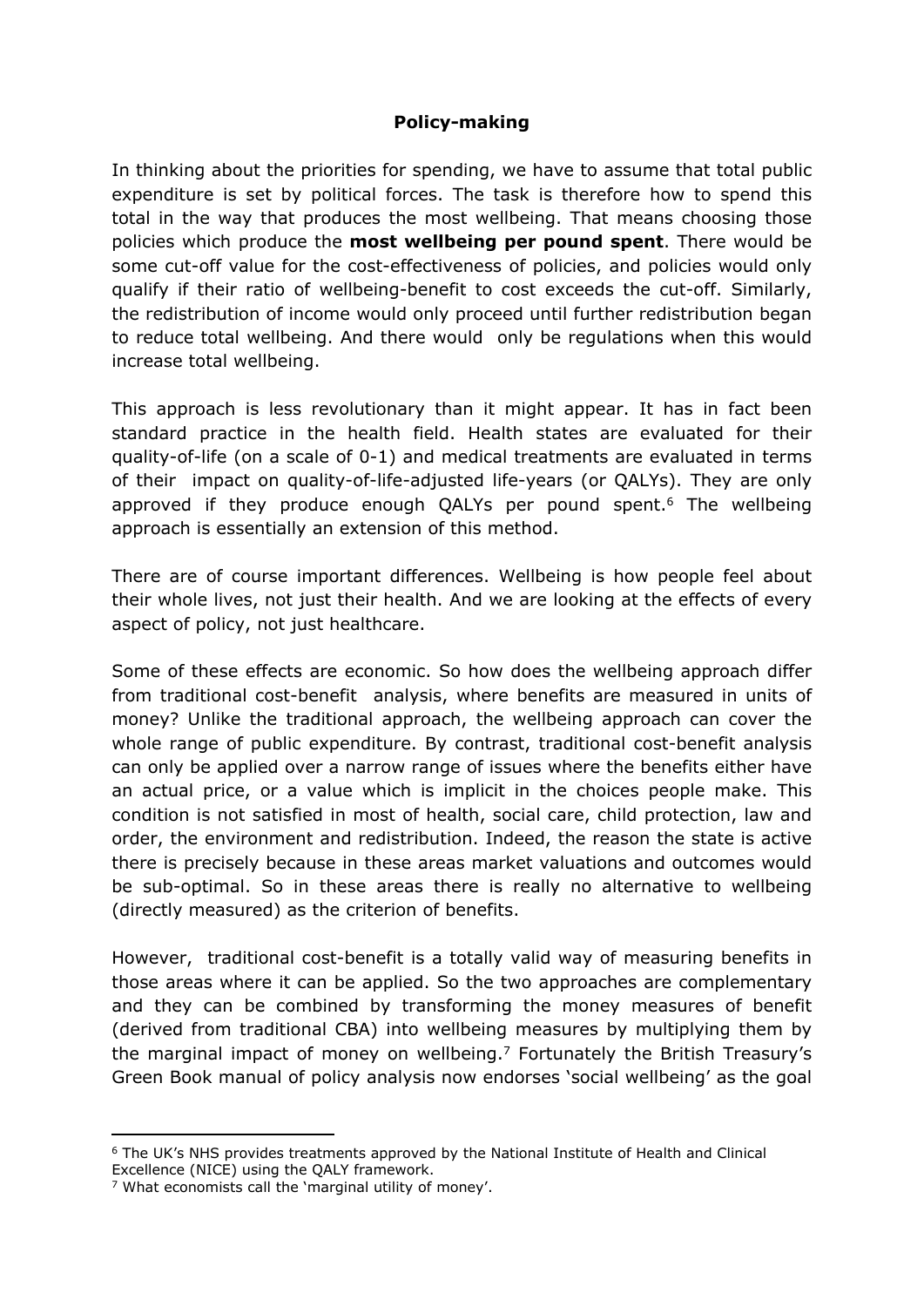## Policy-making

In thinking about the priorities for spending, we have to assume that total public expenditure is set by political forces. The task is therefore how to spend this total in the way that produces the most wellbeing. That means choosing those policies which produce the **most wellbeing per pound spent**. There would be some cut-off value for the cost-effectiveness of policies, and policies would only qualify if their ratio of wellbeing-benefit to cost exceeds the cut-off. Similarly, the redistribution of income would only proceed until further redistribution began to reduce total wellbeing. And there would only be regulations when this would increase total wellbeing.

This approach is less revolutionary than it might appear. It has in fact been standard practice in the health field. Health states are evaluated for their quality-of-life (on a scale of 0-1) and medical treatments are evaluated in terms of their impact on quality-of-life-adjusted life-years (or QALYs). They are only approved if they produce enough QALYs per pound spent.[6] The wellbeing approach is essentially an extension of this method.

There are of course important differences. Wellbeing is how people feel about their whole lives, not just their health. And we are looking at the effects of every aspect of policy, not just healthcare.

Some of these effects are economic. So how does the wellbeing approach differ from traditional cost-benefit analysis, where benefits are measured in units of money? Unlike the traditional approach, the wellbeing approach can cover the whole range of public expenditure. By contrast, traditional cost-benefit analysis can only be applied over a narrow range of issues where the benefits either have an actual price, or a value which is implicit in the choices people make. This condition is not satisfied in most of health, social care, child protection, law and order, the environment and redistribution. Indeed, the reason the state is active there is precisely because in these areas market valuations and outcomes would be sub-optimal. So in these areas there is really no alternative to wellbeing (directly measured) as the criterion of benefits.

However, traditional cost-benefit is a totally valid way of measuring benefits in those areas where it can be applied. So the two approaches are complementary and they can be combined by transforming the money measures of benefit (derived from traditional CBA) into wellbeing measures by multiplying them by the marginal impact of money on wellbeing.[7] Fortunately the British Treasury's Green Book manual of policy analysis now endorses 'social wellbeing' as the goal

---

[6] The UK's NHS provides treatments approved by the National Institute of Health and Clinical Excellence (NICE) using the QALY framework.

[7] What economists call the 'marginal utility of money'.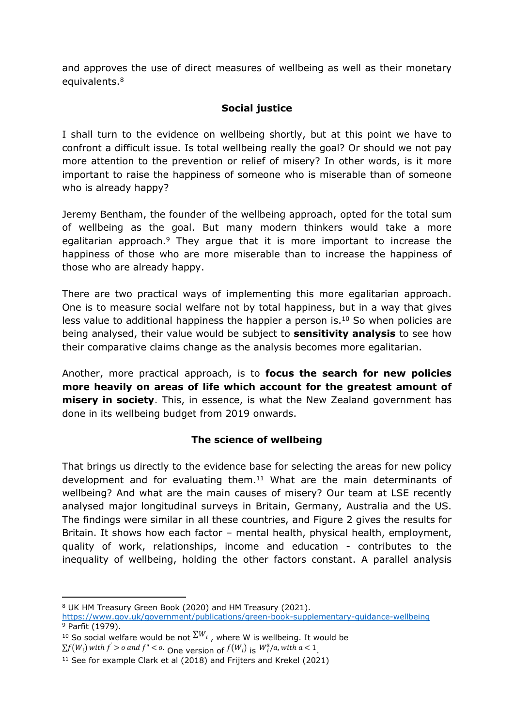and approves the use of direct measures of wellbeing as well as their monetary equivalents.[8]

## Social justice

I shall turn to the evidence on wellbeing shortly, but at this point we have to confront a difficult issue. Is total wellbeing really the goal? Or should we not pay more attention to the prevention or relief of misery? In other words, is it more important to raise the happiness of someone who is miserable than of someone who is already happy?

Jeremy Bentham, the founder of the wellbeing approach, opted for the total sum of wellbeing as the goal. But many modern thinkers would take a more egalitarian approach.[9] They argue that it is more important to increase the happiness of those who are more miserable than to increase the happiness of those who are already happy.

There are two practical ways of implementing this more egalitarian approach. One is to measure social welfare not by total happiness, but in a way that gives less value to additional happiness the happier a person is.[10] So when policies are being analysed, their value would be subject to **sensitivity analysis** to see how their comparative claims change as the analysis becomes more egalitarian.

Another, more practical approach, is to **focus the search for new policies more heavily on areas of life which account for the greatest amount of misery in society**. This, in essence, is what the New Zealand government has done in its wellbeing budget from 2019 onwards.

## The science of wellbeing

That brings us directly to the evidence base for selecting the areas for new policy development and for evaluating them.[11] What are the main determinants of wellbeing? And what are the main causes of misery? Our team at LSE recently analysed major longitudinal surveys in Britain, Germany, Australia and the US. The findings were similar in all these countries, and Figure 2 gives the results for Britain. It shows how each factor – mental health, physical health, employment, quality of work, relationships, income and education - contributes to the inequality of wellbeing, holding the other factors constant. A parallel analysis

---

[8] UK HM Treasury Green Book (2020) and HM Treasury (2021). https://www.gov.uk/government/publications/green-book-supplementary-guidance-wellbeing

[9] Parfit (1979).

[10] So social welfare would be not $\Sigma W_i$ , where W is wellbeing. It would be $\Sigma f(W_i)$ with $f' > o$ and $f'' < o$. One version of $f(W_i)$ is $W_i^a/a$, with $a < 1$.

[11] See for example Clark et al (2018) and Frijters and Krekel (2021)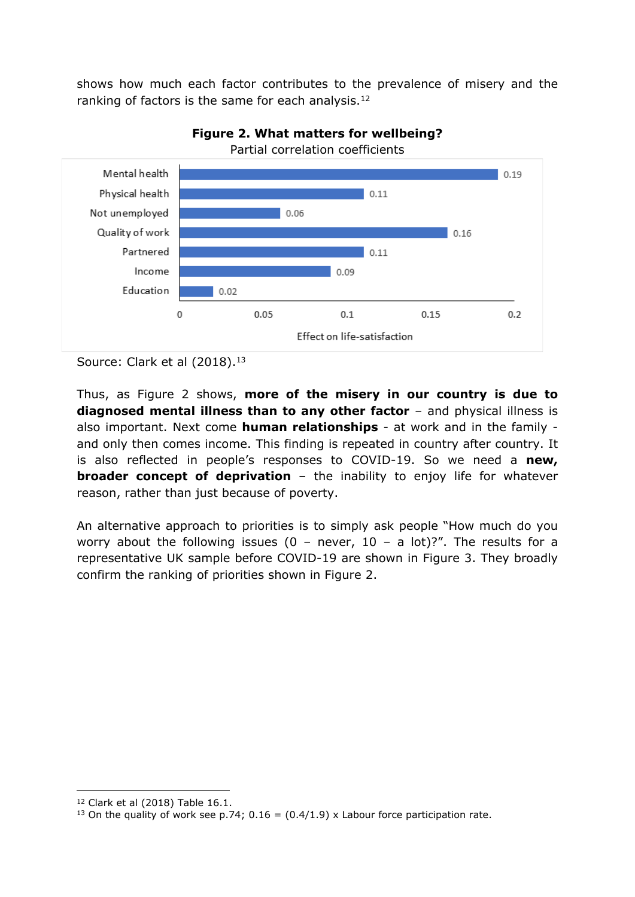shows how much each factor contributes to the prevalence of misery and the ranking of factors is the same for each analysis.[12]

**Figure 2. What matters for wellbeing?**

Partial correlation coefficients

| Factor | Effect on life-satisfaction |
| --- | --- |
| Mental health | 0.19 |
| Physical health | 0.11 |
| Not unemployed | 0.06 |
| Quality of work | 0.16 |
| Partnered | 0.11 |
| Income | 0.09 |
| Education | 0.02 |

Source: Clark et al (2018).[13]

Thus, as Figure 2 shows, **more of the misery in our country is due to diagnosed mental illness than to any other factor** – and physical illness is also important. Next come **human relationships** - at work and in the family - and only then comes income. This finding is repeated in country after country. It is also reflected in people's responses to COVID-19. So we need a **new, broader concept of deprivation** – the inability to enjoy life for whatever reason, rather than just because of poverty.

An alternative approach to priorities is to simply ask people "How much do you worry about the following issues (0 – never, 10 – a lot)?". The results for a representative UK sample before COVID-19 are shown in Figure 3. They broadly confirm the ranking of priorities shown in Figure 2.

---

[12] Clark et al (2018) Table 16.1.

[13] On the quality of work see p.74; 0.16 = (0.4/1.9) x Labour force participation rate.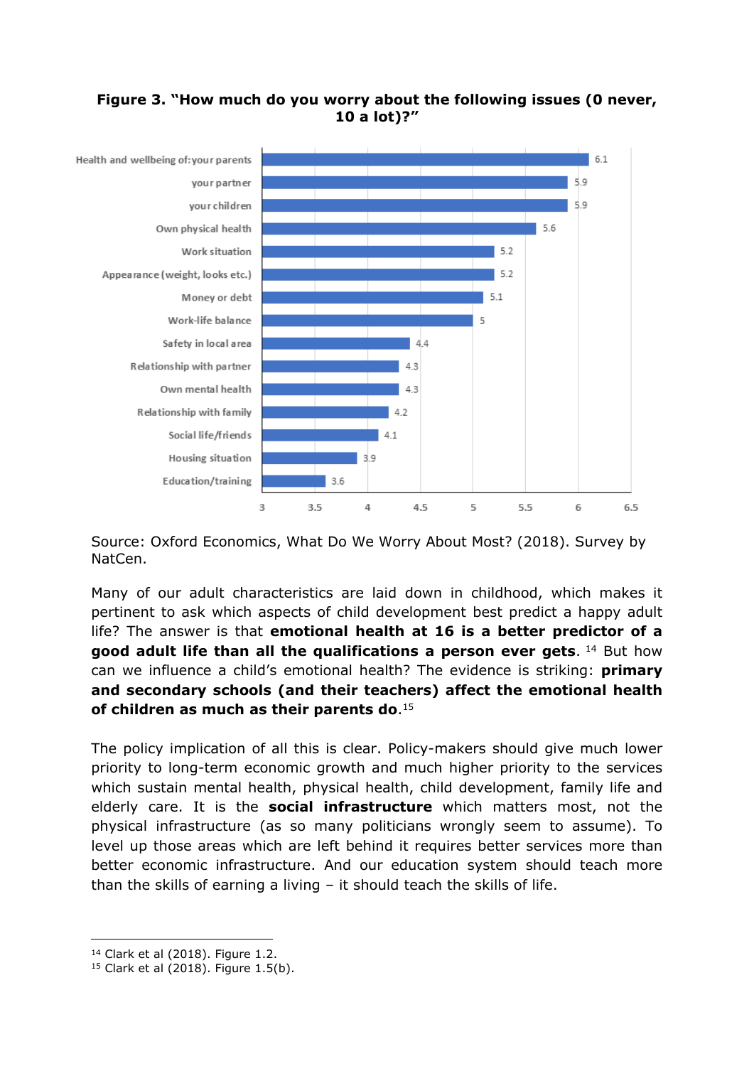**Figure 3. "How much do you worry about the following issues (0 never, 10 a lot)?"**

| Issue | Score |
| --- | --- |
| Health and wellbeing of: your parents | 6.1 |
| your partner | 5.9 |
| your children | 5.9 |
| Own physical health | 5.6 |
| Work situation | 5.2 |
| Appearance (weight, looks etc.) | 5.2 |
| Money or debt | 5.1 |
| Work-life balance | 5 |
| Safety in local area | 4.4 |
| Relationship with partner | 4.3 |
| Own mental health | 4.3 |
| Relationship with family | 4.2 |
| Social life/friends | 4.1 |
| Housing situation | 3.9 |
| Education/training | 3.6 |

Source: Oxford Economics, What Do We Worry About Most? (2018). Survey by NatCen.

Many of our adult characteristics are laid down in childhood, which makes it pertinent to ask which aspects of child development best predict a happy adult life? The answer is that **emotional health at 16 is a better predictor of a good adult life than all the qualifications a person ever gets**.[14] But how can we influence a child's emotional health? The evidence is striking: **primary and secondary schools (and their teachers) affect the emotional health of children as much as their parents do**.[15]

The policy implication of all this is clear. Policy-makers should give much lower priority to long-term economic growth and much higher priority to the services which sustain mental health, physical health, child development, family life and elderly care. It is the **social infrastructure** which matters most, not the physical infrastructure (as so many politicians wrongly seem to assume). To level up those areas which are left behind it requires better services more than better economic infrastructure. And our education system should teach more than the skills of earning a living – it should teach the skills of life.

---

[14] Clark et al (2018). Figure 1.2.

[15] Clark et al (2018). Figure 1.5(b).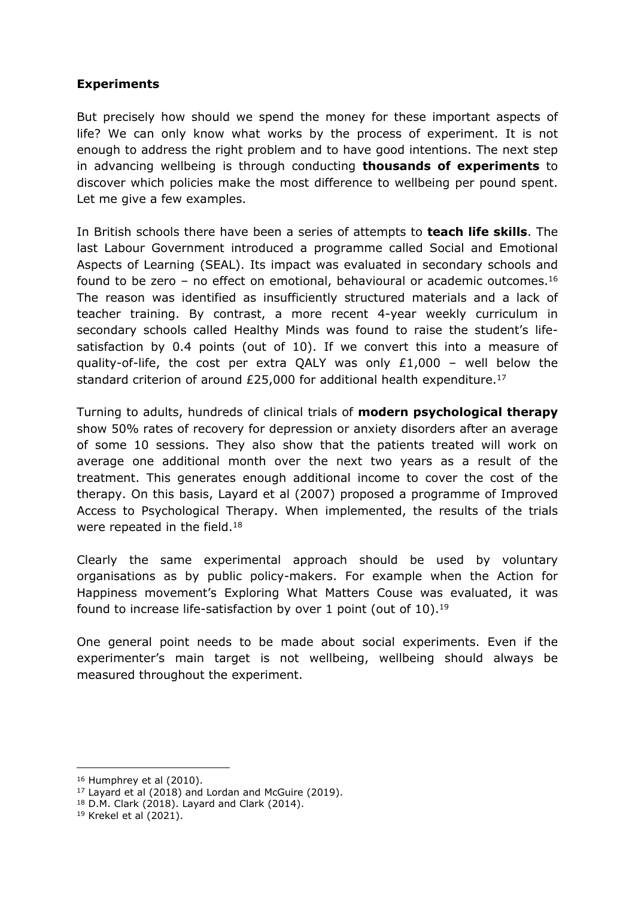**Experiments**

But precisely how should we spend the money for these important aspects of life? We can only know what works by the process of experiment. It is not enough to address the right problem and to have good intentions. The next step in advancing wellbeing is through conducting **thousands of experiments** to discover which policies make the most difference to wellbeing per pound spent. Let me give a few examples.

In British schools there have been a series of attempts to **teach life skills**. The last Labour Government introduced a programme called Social and Emotional Aspects of Learning (SEAL). Its impact was evaluated in secondary schools and found to be zero – no effect on emotional, behavioural or academic outcomes.[16] The reason was identified as insufficiently structured materials and a lack of teacher training. By contrast, a more recent 4-year weekly curriculum in secondary schools called Healthy Minds was found to raise the student's life-satisfaction by 0.4 points (out of 10). If we convert this into a measure of quality-of-life, the cost per extra QALY was only £1,000 – well below the standard criterion of around £25,000 for additional health expenditure.[17]

Turning to adults, hundreds of clinical trials of **modern psychological therapy** show 50% rates of recovery for depression or anxiety disorders after an average of some 10 sessions. They also show that the patients treated will work on average one additional month over the next two years as a result of the treatment. This generates enough additional income to cover the cost of the therapy. On this basis, Layard et al (2007) proposed a programme of Improved Access to Psychological Therapy. When implemented, the results of the trials were repeated in the field.[18]

Clearly the same experimental approach should be used by voluntary organisations as by public policy-makers. For example when the Action for Happiness movement's Exploring What Matters Couse was evaluated, it was found to increase life-satisfaction by over 1 point (out of 10).[19]

One general point needs to be made about social experiments. Even if the experimenter's main target is not wellbeing, wellbeing should always be measured throughout the experiment.

---

[16] Humphrey et al (2010).

[17] Layard et al (2018) and Lordan and McGuire (2019).

[18] D.M. Clark (2018). Layard and Clark (2014).

[19] Krekel et al (2021).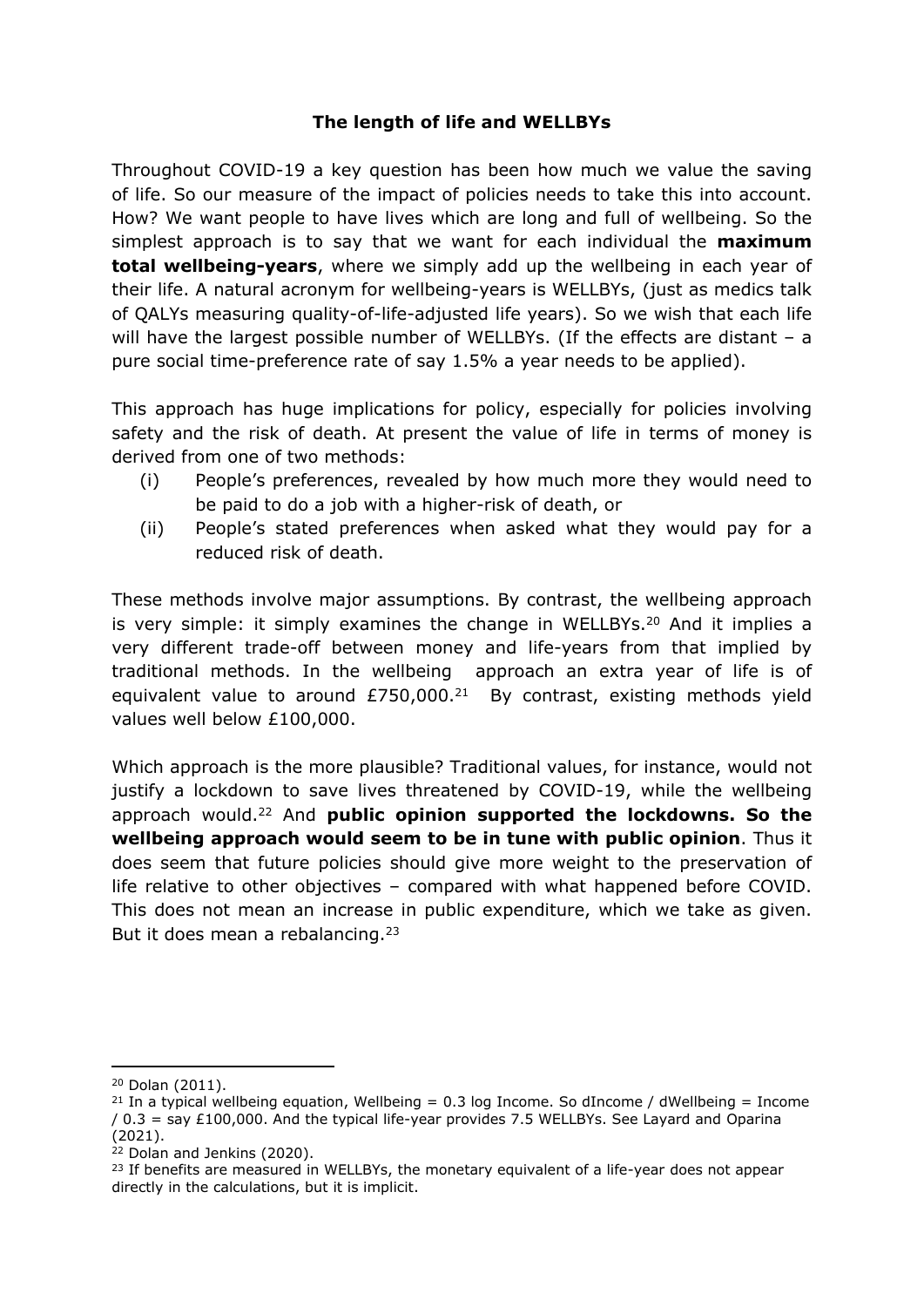### The length of life and WELLBYs

Throughout COVID-19 a key question has been how much we value the saving of life. So our measure of the impact of policies needs to take this into account. How? We want people to have lives which are long and full of wellbeing. So the simplest approach is to say that we want for each individual the **maximum total wellbeing-years**, where we simply add up the wellbeing in each year of their life. A natural acronym for wellbeing-years is WELLBYs, (just as medics talk of QALYs measuring quality-of-life-adjusted life years). So we wish that each life will have the largest possible number of WELLBYs. (If the effects are distant – a pure social time-preference rate of say 1.5% a year needs to be applied).

This approach has huge implications for policy, especially for policies involving safety and the risk of death. At present the value of life in terms of money is derived from one of two methods:

(i) People's preferences, revealed by how much more they would need to be paid to do a job with a higher-risk of death, or

(ii) People's stated preferences when asked what they would pay for a reduced risk of death.

These methods involve major assumptions. By contrast, the wellbeing approach is very simple: it simply examines the change in WELLBYs.[20] And it implies a very different trade-off between money and life-years from that implied by traditional methods. In the wellbeing approach an extra year of life is of equivalent value to around £750,000.[21] By contrast, existing methods yield values well below £100,000.

Which approach is the more plausible? Traditional values, for instance, would not justify a lockdown to save lives threatened by COVID-19, while the wellbeing approach would.[22] And **public opinion supported the lockdowns. So the wellbeing approach would seem to be in tune with public opinion**. Thus it does seem that future policies should give more weight to the preservation of life relative to other objectives – compared with what happened before COVID. This does not mean an increase in public expenditure, which we take as given. But it does mean a rebalancing.[23]

---

[20] Dolan (2011).

[21] In a typical wellbeing equation, Wellbeing = 0.3 log Income. So dIncome / dWellbeing = Income / 0.3 = say £100,000. And the typical life-year provides 7.5 WELLBYs. See Layard and Oparina (2021).

[22] Dolan and Jenkins (2020).

[23] If benefits are measured in WELLBYs, the monetary equivalent of a life-year does not appear directly in the calculations, but it is implicit.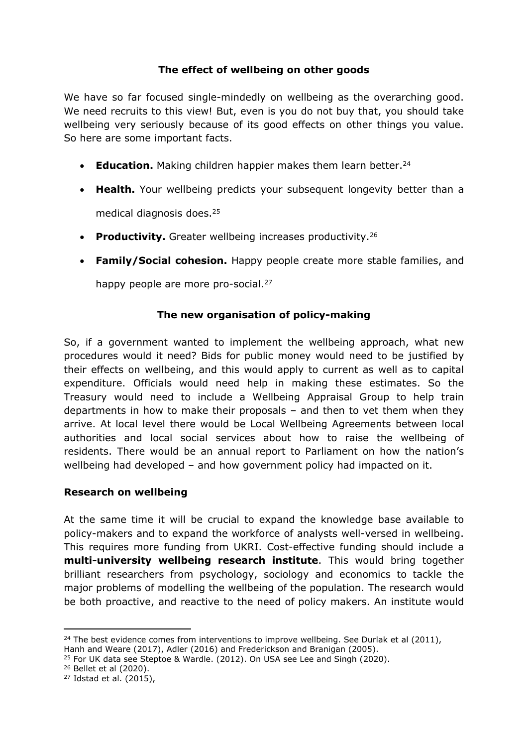## The effect of wellbeing on other goods

We have so far focused single-mindedly on wellbeing as the overarching good. We need recruits to this view! But, even is you do not buy that, you should take wellbeing very seriously because of its good effects on other things you value. So here are some important facts.

- **Education.** Making children happier makes them learn better.[24]
- **Health.** Your wellbeing predicts your subsequent longevity better than a medical diagnosis does.[25]
- **Productivity.** Greater wellbeing increases productivity.[26]
- **Family/Social cohesion.** Happy people create more stable families, and happy people are more pro-social.[27]

## The new organisation of policy-making

So, if a government wanted to implement the wellbeing approach, what new procedures would it need? Bids for public money would need to be justified by their effects on wellbeing, and this would apply to current as well as to capital expenditure. Officials would need help in making these estimates. So the Treasury would need to include a Wellbeing Appraisal Group to help train departments in how to make their proposals – and then to vet them when they arrive. At local level there would be Local Wellbeing Agreements between local authorities and local social services about how to raise the wellbeing of residents. There would be an annual report to Parliament on how the nation's wellbeing had developed – and how government policy had impacted on it.

### Research on wellbeing

At the same time it will be crucial to expand the knowledge base available to policy-makers and to expand the workforce of analysts well-versed in wellbeing. This requires more funding from UKRI. Cost-effective funding should include a **multi-university wellbeing research institute**. This would bring together brilliant researchers from psychology, sociology and economics to tackle the major problems of modelling the wellbeing of the population. The research would be both proactive, and reactive to the need of policy makers. An institute would

---

[24] The best evidence comes from interventions to improve wellbeing. See Durlak et al (2011), Hanh and Weare (2017), Adler (2016) and Frederickson and Branigan (2005).

[25] For UK data see Steptoe & Wardle. (2012). On USA see Lee and Singh (2020).

[26] Bellet et al (2020).

[27] Idstad et al. (2015),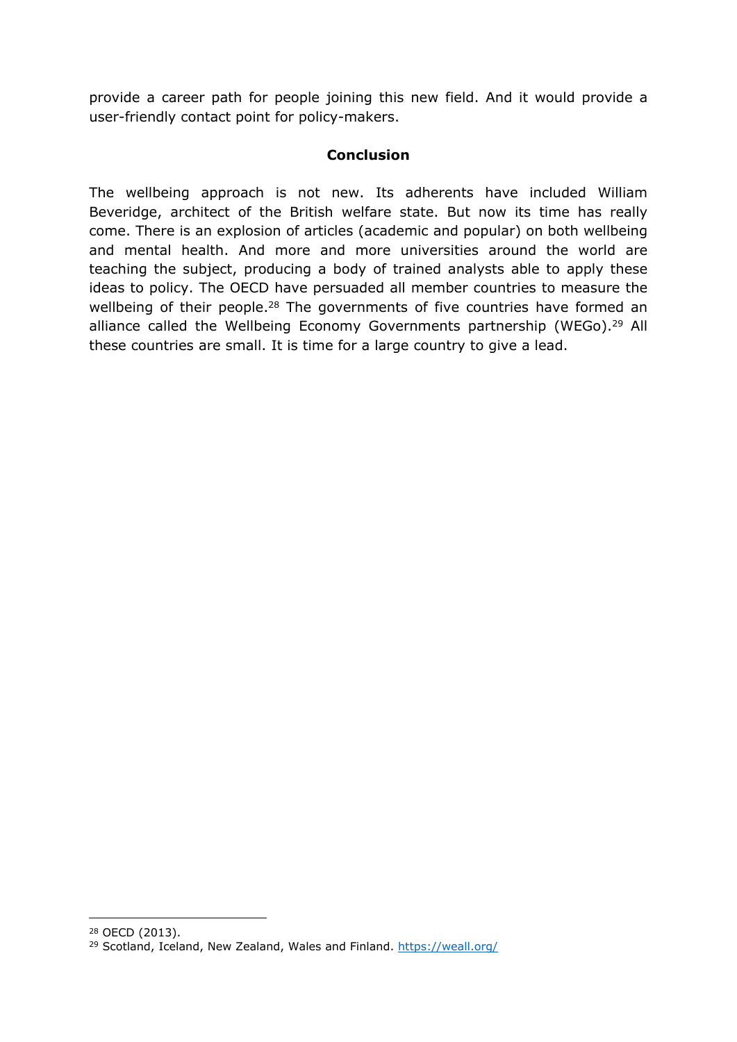provide a career path for people joining this new field. And it would provide a user-friendly contact point for policy-makers.

## Conclusion

The wellbeing approach is not new. Its adherents have included William Beveridge, architect of the British welfare state. But now its time has really come. There is an explosion of articles (academic and popular) on both wellbeing and mental health. And more and more universities around the world are teaching the subject, producing a body of trained analysts able to apply these ideas to policy. The OECD have persuaded all member countries to measure the wellbeing of their people.[28] The governments of five countries have formed an alliance called the Wellbeing Economy Governments partnership (WEGo).[29] All these countries are small. It is time for a large country to give a lead.

---

[28] OECD (2013).

[29] Scotland, Iceland, New Zealand, Wales and Finland. https://weall.org/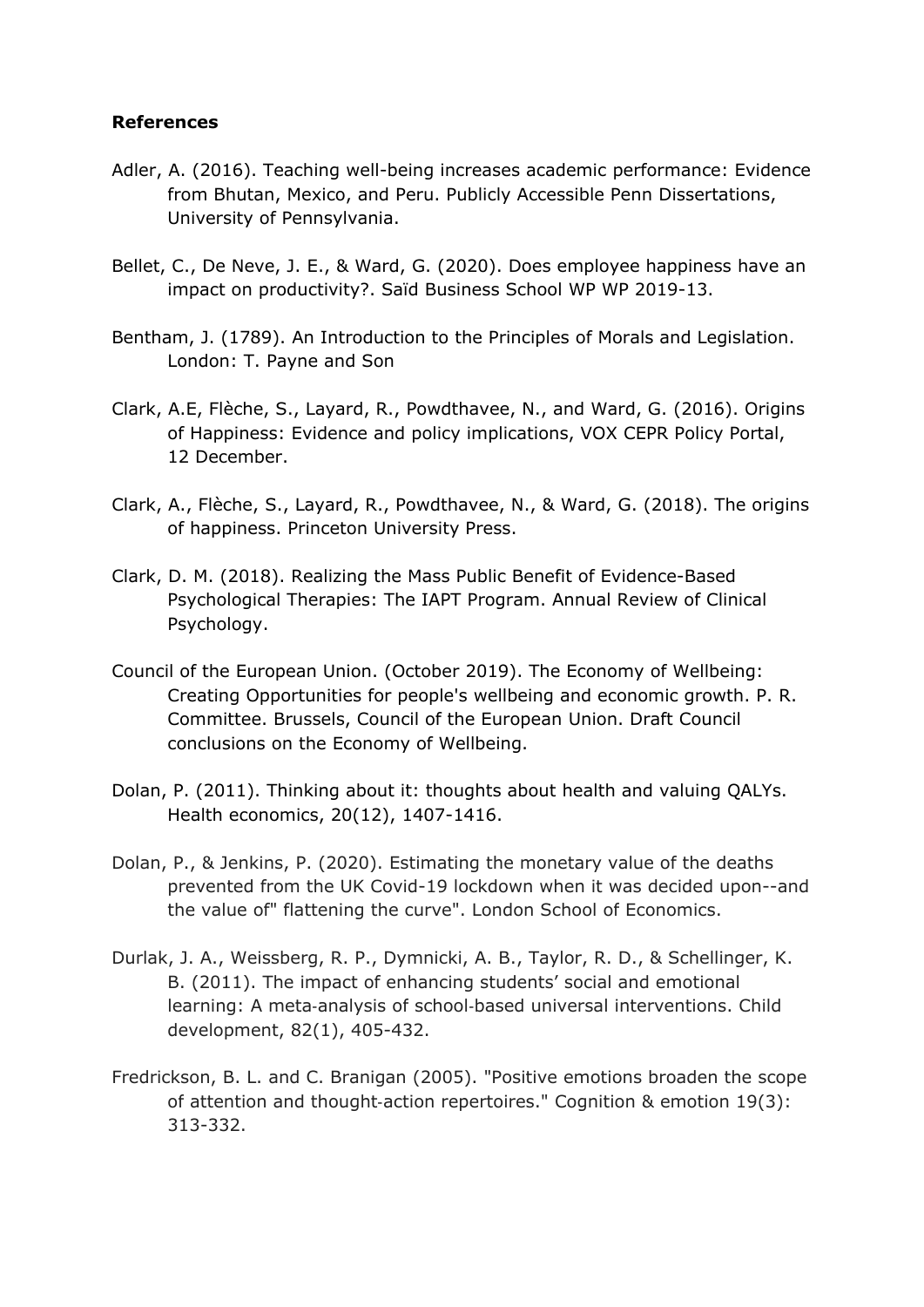**References**

Adler, A. (2016). Teaching well-being increases academic performance: Evidence from Bhutan, Mexico, and Peru. Publicly Accessible Penn Dissertations, University of Pennsylvania.

Bellet, C., De Neve, J. E., & Ward, G. (2020). Does employee happiness have an impact on productivity?. Saïd Business School WP WP 2019-13.

Bentham, J. (1789). An Introduction to the Principles of Morals and Legislation. London: T. Payne and Son

Clark, A.E, Flèche, S., Layard, R., Powdthavee, N., and Ward, G. (2016). Origins of Happiness: Evidence and policy implications, VOX CEPR Policy Portal, 12 December.

Clark, A., Flèche, S., Layard, R., Powdthavee, N., & Ward, G. (2018). The origins of happiness. Princeton University Press.

Clark, D. M. (2018). Realizing the Mass Public Benefit of Evidence-Based Psychological Therapies: The IAPT Program. Annual Review of Clinical Psychology.

Council of the European Union. (October 2019). The Economy of Wellbeing: Creating Opportunities for people's wellbeing and economic growth. P. R. Committee. Brussels, Council of the European Union. Draft Council conclusions on the Economy of Wellbeing.

Dolan, P. (2011). Thinking about it: thoughts about health and valuing QALYs. Health economics, 20(12), 1407-1416.

Dolan, P., & Jenkins, P. (2020). Estimating the monetary value of the deaths prevented from the UK Covid-19 lockdown when it was decided upon--and the value of" flattening the curve". London School of Economics.

Durlak, J. A., Weissberg, R. P., Dymnicki, A. B., Taylor, R. D., & Schellinger, K. B. (2011). The impact of enhancing students' social and emotional learning: A meta-analysis of school-based universal interventions. Child development, 82(1), 405-432.

Fredrickson, B. L. and C. Branigan (2005). "Positive emotions broaden the scope of attention and thought-action repertoires." Cognition & emotion 19(3): 313-332.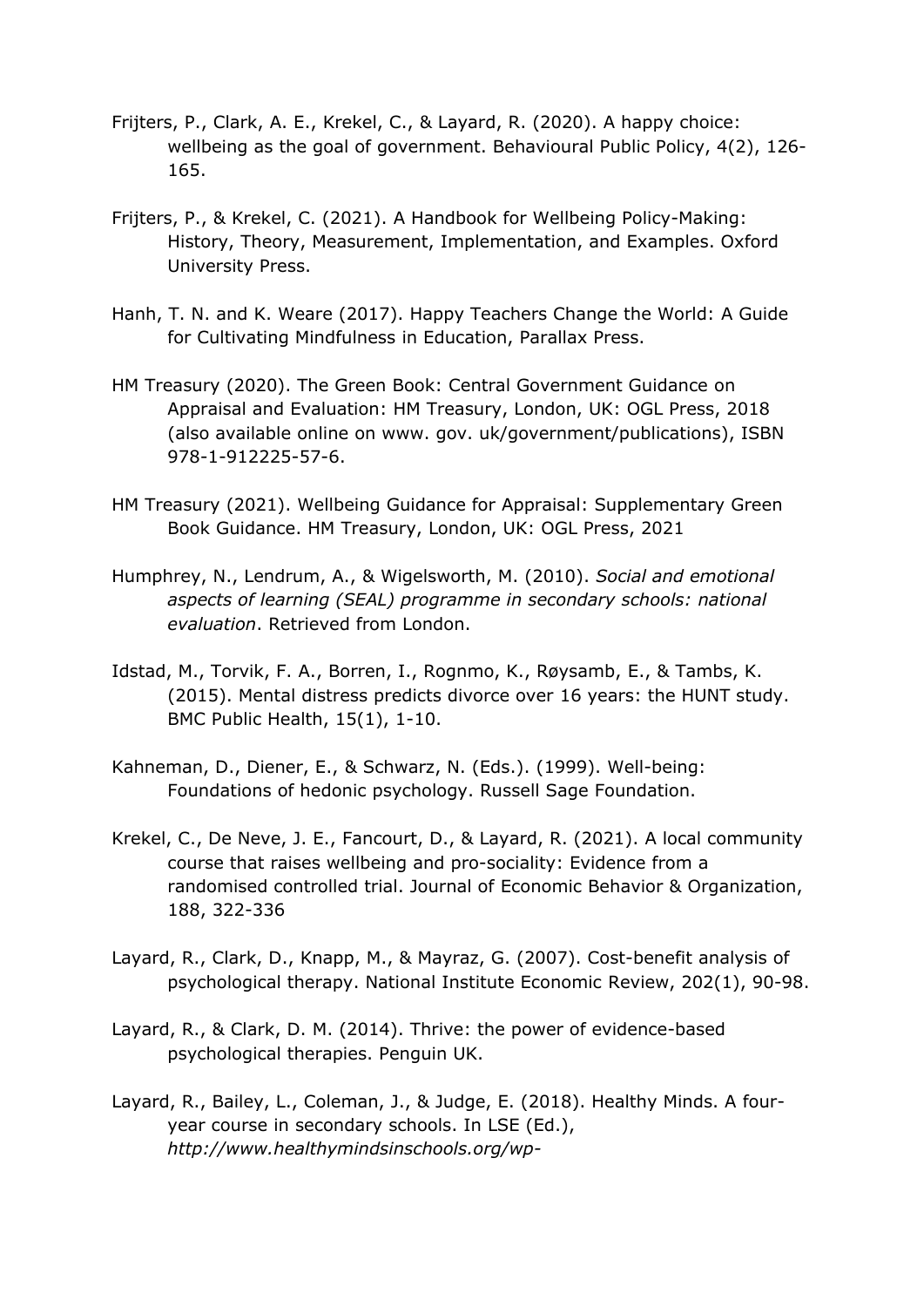Frijters, P., Clark, A. E., Krekel, C., & Layard, R. (2020). A happy choice: wellbeing as the goal of government. Behavioural Public Policy, 4(2), 126-165.

Frijters, P., & Krekel, C. (2021). A Handbook for Wellbeing Policy-Making: History, Theory, Measurement, Implementation, and Examples. Oxford University Press.

Hanh, T. N. and K. Weare (2017). Happy Teachers Change the World: A Guide for Cultivating Mindfulness in Education, Parallax Press.

HM Treasury (2020). The Green Book: Central Government Guidance on Appraisal and Evaluation: HM Treasury, London, UK: OGL Press, 2018 (also available online on www. gov. uk/government/publications), ISBN 978-1-912225-57-6.

HM Treasury (2021). Wellbeing Guidance for Appraisal: Supplementary Green Book Guidance. HM Treasury, London, UK: OGL Press, 2021

Humphrey, N., Lendrum, A., & Wigelsworth, M. (2010). *Social and emotional aspects of learning (SEAL) programme in secondary schools: national evaluation*. Retrieved from London.

Idstad, M., Torvik, F. A., Borren, I., Rognmo, K., Røysamb, E., & Tambs, K. (2015). Mental distress predicts divorce over 16 years: the HUNT study. BMC Public Health, 15(1), 1-10.

Kahneman, D., Diener, E., & Schwarz, N. (Eds.). (1999). Well-being: Foundations of hedonic psychology. Russell Sage Foundation.

Krekel, C., De Neve, J. E., Fancourt, D., & Layard, R. (2021). A local community course that raises wellbeing and pro-sociality: Evidence from a randomised controlled trial. Journal of Economic Behavior & Organization, 188, 322-336

Layard, R., Clark, D., Knapp, M., & Mayraz, G. (2007). Cost-benefit analysis of psychological therapy. National Institute Economic Review, 202(1), 90-98.

Layard, R., & Clark, D. M. (2014). Thrive: the power of evidence-based psychological therapies. Penguin UK.

Layard, R., Bailey, L., Coleman, J., & Judge, E. (2018). Healthy Minds. A four-year course in secondary schools. In LSE (Ed.), *http://www.healthymindsinschools.org/wp-*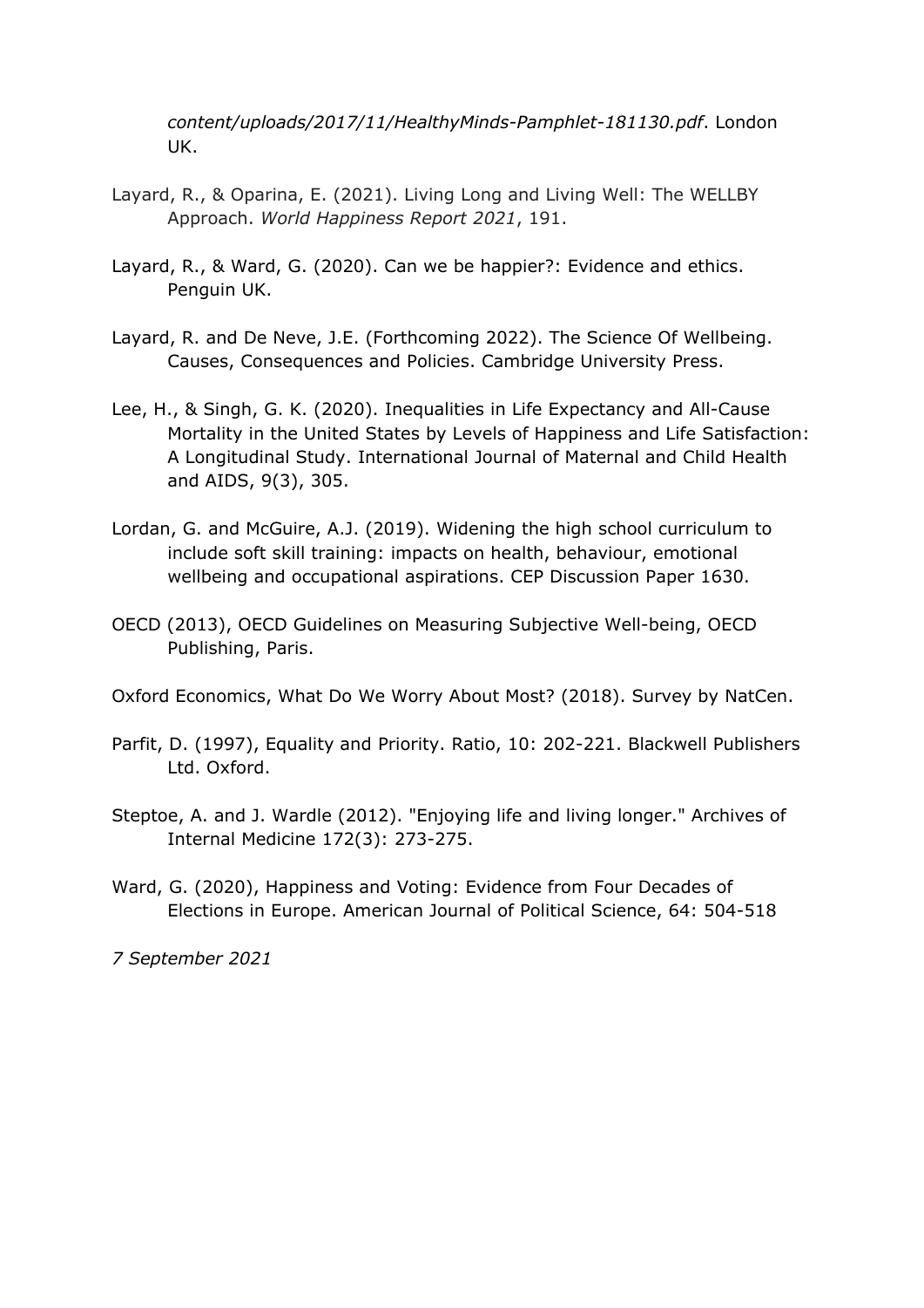*content/uploads/2017/11/HealthyMinds-Pamphlet-181130.pdf*. London UK.

Layard, R., & Oparina, E. (2021). Living Long and Living Well: The WELLBY Approach. *World Happiness Report 2021*, 191.

Layard, R., & Ward, G. (2020). Can we be happier?: Evidence and ethics. Penguin UK.

Layard, R. and De Neve, J.E. (Forthcoming 2022). The Science Of Wellbeing. Causes, Consequences and Policies. Cambridge University Press.

Lee, H., & Singh, G. K. (2020). Inequalities in Life Expectancy and All-Cause Mortality in the United States by Levels of Happiness and Life Satisfaction: A Longitudinal Study. International Journal of Maternal and Child Health and AIDS, 9(3), 305.

Lordan, G. and McGuire, A.J. (2019). Widening the high school curriculum to include soft skill training: impacts on health, behaviour, emotional wellbeing and occupational aspirations. CEP Discussion Paper 1630.

OECD (2013), OECD Guidelines on Measuring Subjective Well-being, OECD Publishing, Paris.

Oxford Economics, What Do We Worry About Most? (2018). Survey by NatCen.

Parfit, D. (1997), Equality and Priority. Ratio, 10: 202-221. Blackwell Publishers Ltd. Oxford.

Steptoe, A. and J. Wardle (2012). "Enjoying life and living longer." Archives of Internal Medicine 172(3): 273-275.

Ward, G. (2020), Happiness and Voting: Evidence from Four Decades of Elections in Europe. American Journal of Political Science, 64: 504-518

*7 September 2021*